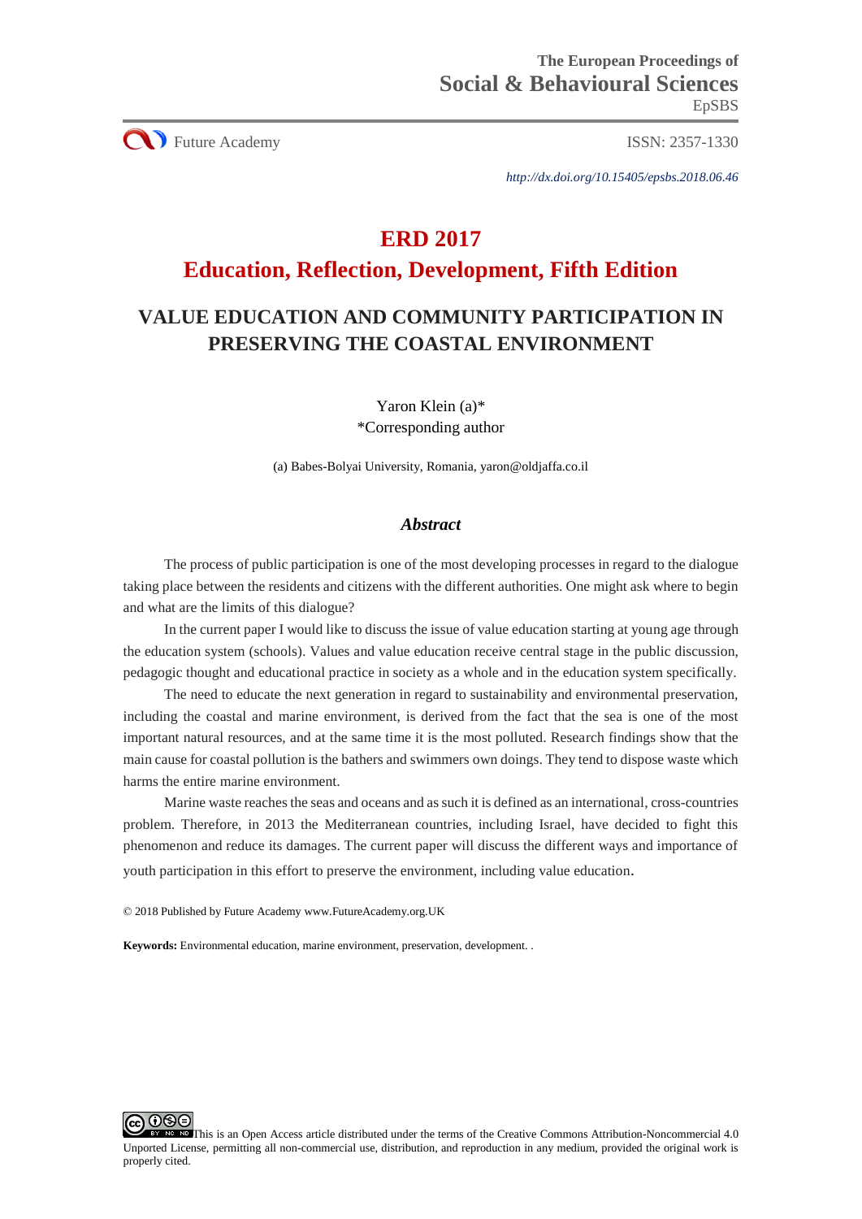http://dx.doi.org/10.15405/epsbs.2018.06.46

# ERD 2017

# Education, Reflection, Development, Fifth Edition

## VALUE EDUCATION AND COMMUNITY PARTICIPATION IN PRESERVING THE COASTAL ENVIRONMENT

Yaron Klein (a)*
*Corresponding author

(a) Babes-Bolyai University, Romania, yaron@oldjaffa.co.il

### *Abstract*

The process of public participation is one of the most developing processes in regard to the dialogue taking place between the residents and citizens with the different authorities. One might ask where to begin and what are the limits of this dialogue?

In the current paper I would like to discuss the issue of value education starting at young age through the education system (schools). Values and value education receive central stage in the public discussion, pedagogic thought and educational practice in society as a whole and in the education system specifically.

The need to educate the next generation in regard to sustainability and environmental preservation, including the coastal and marine environment, is derived from the fact that the sea is one of the most important natural resources, and at the same time it is the most polluted. Research findings show that the main cause for coastal pollution is the bathers and swimmers own doings. They tend to dispose waste which harms the entire marine environment.

Marine waste reaches the seas and oceans and as such it is defined as an international, cross-countries problem. Therefore, in 2013 the Mediterranean countries, including Israel, have decided to fight this phenomenon and reduce its damages. The current paper will discuss the different ways and importance of youth participation in this effort to preserve the environment, including value education.

© 2018 Published by Future Academy www.FutureAcademy.org.UK

**Keywords:** Environmental education, marine environment, preservation, development. .

This is an Open Access article distributed under the terms of the Creative Commons Attribution-Noncommercial 4.0 Unported License, permitting all non-commercial use, distribution, and reproduction in any medium, provided the original work is properly cited.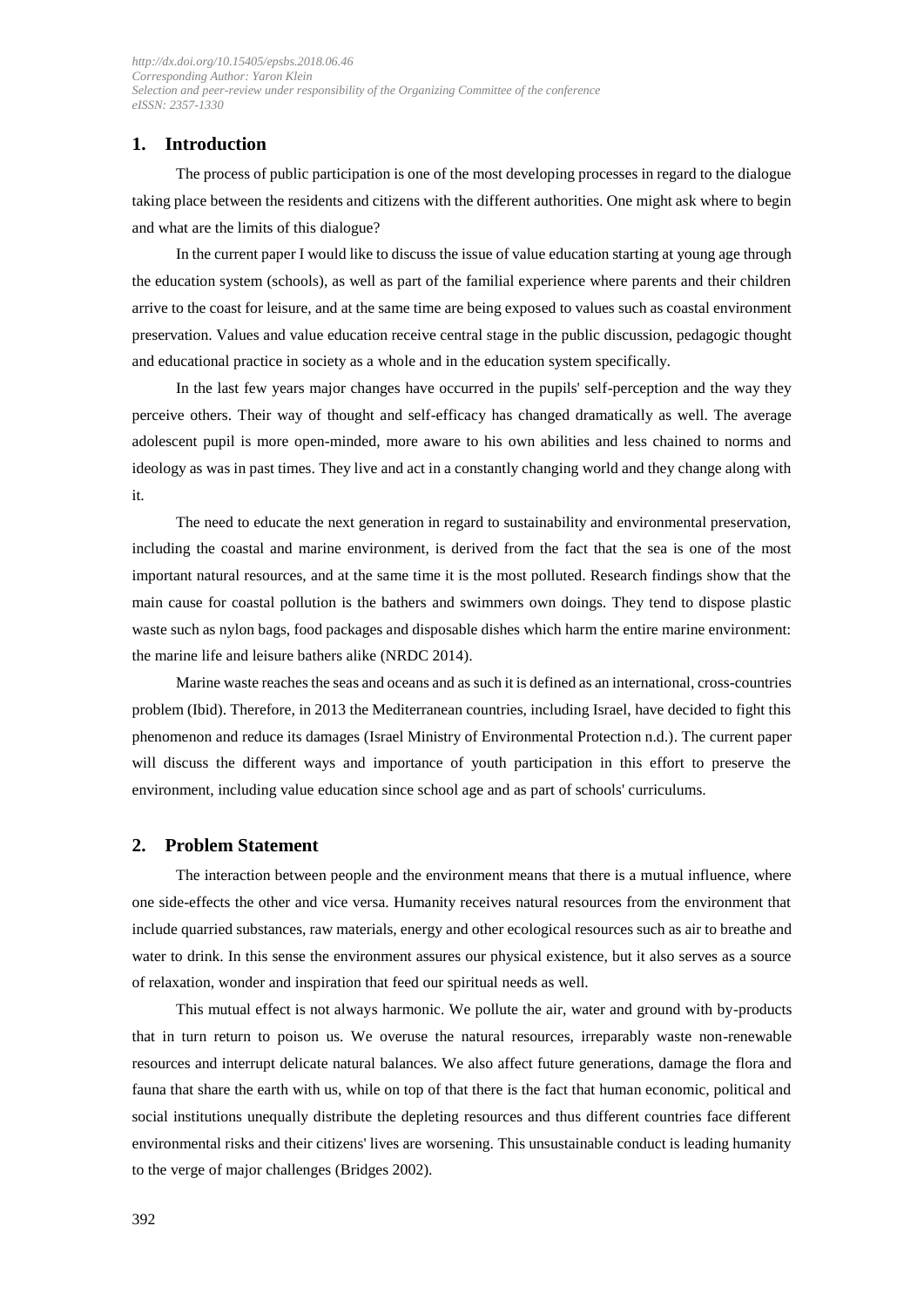## 1. Introduction

The process of public participation is one of the most developing processes in regard to the dialogue taking place between the residents and citizens with the different authorities. One might ask where to begin and what are the limits of this dialogue?

In the current paper I would like to discuss the issue of value education starting at young age through the education system (schools), as well as part of the familial experience where parents and their children arrive to the coast for leisure, and at the same time are being exposed to values such as coastal environment preservation. Values and value education receive central stage in the public discussion, pedagogic thought and educational practice in society as a whole and in the education system specifically.

In the last few years major changes have occurred in the pupils' self-perception and the way they perceive others. Their way of thought and self-efficacy has changed dramatically as well. The average adolescent pupil is more open-minded, more aware to his own abilities and less chained to norms and ideology as was in past times. They live and act in a constantly changing world and they change along with it.

The need to educate the next generation in regard to sustainability and environmental preservation, including the coastal and marine environment, is derived from the fact that the sea is one of the most important natural resources, and at the same time it is the most polluted. Research findings show that the main cause for coastal pollution is the bathers and swimmers own doings. They tend to dispose plastic waste such as nylon bags, food packages and disposable dishes which harm the entire marine environment: the marine life and leisure bathers alike (NRDC 2014).

Marine waste reaches the seas and oceans and as such it is defined as an international, cross-countries problem (Ibid). Therefore, in 2013 the Mediterranean countries, including Israel, have decided to fight this phenomenon and reduce its damages (Israel Ministry of Environmental Protection n.d.). The current paper will discuss the different ways and importance of youth participation in this effort to preserve the environment, including value education since school age and as part of schools' curriculums.

## 2. Problem Statement

The interaction between people and the environment means that there is a mutual influence, where one side-effects the other and vice versa. Humanity receives natural resources from the environment that include quarried substances, raw materials, energy and other ecological resources such as air to breathe and water to drink. In this sense the environment assures our physical existence, but it also serves as a source of relaxation, wonder and inspiration that feed our spiritual needs as well.

This mutual effect is not always harmonic. We pollute the air, water and ground with by-products that in turn return to poison us. We overuse the natural resources, irreparably waste non-renewable resources and interrupt delicate natural balances. We also affect future generations, damage the flora and fauna that share the earth with us, while on top of that there is the fact that human economic, political and social institutions unequally distribute the depleting resources and thus different countries face different environmental risks and their citizens' lives are worsening. This unsustainable conduct is leading humanity to the verge of major challenges (Bridges 2002).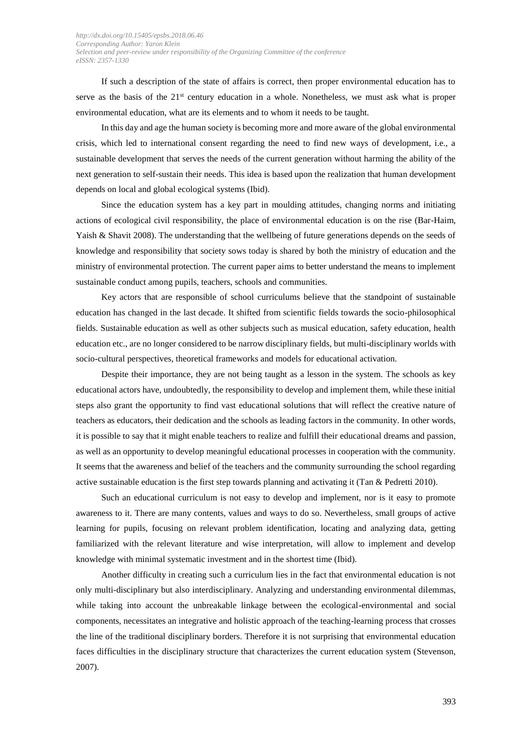If such a description of the state of affairs is correct, then proper environmental education has to serve as the basis of the 21st century education in a whole. Nonetheless, we must ask what is proper environmental education, what are its elements and to whom it needs to be taught.

In this day and age the human society is becoming more and more aware of the global environmental crisis, which led to international consent regarding the need to find new ways of development, i.e., a sustainable development that serves the needs of the current generation without harming the ability of the next generation to self-sustain their needs. This idea is based upon the realization that human development depends on local and global ecological systems (Ibid).

Since the education system has a key part in moulding attitudes, changing norms and initiating actions of ecological civil responsibility, the place of environmental education is on the rise (Bar-Haim, Yaish & Shavit 2008). The understanding that the wellbeing of future generations depends on the seeds of knowledge and responsibility that society sows today is shared by both the ministry of education and the ministry of environmental protection. The current paper aims to better understand the means to implement sustainable conduct among pupils, teachers, schools and communities.

Key actors that are responsible of school curriculums believe that the standpoint of sustainable education has changed in the last decade. It shifted from scientific fields towards the socio-philosophical fields. Sustainable education as well as other subjects such as musical education, safety education, health education etc., are no longer considered to be narrow disciplinary fields, but multi-disciplinary worlds with socio-cultural perspectives, theoretical frameworks and models for educational activation.

Despite their importance, they are not being taught as a lesson in the system. The schools as key educational actors have, undoubtedly, the responsibility to develop and implement them, while these initial steps also grant the opportunity to find vast educational solutions that will reflect the creative nature of teachers as educators, their dedication and the schools as leading factors in the community. In other words, it is possible to say that it might enable teachers to realize and fulfill their educational dreams and passion, as well as an opportunity to develop meaningful educational processes in cooperation with the community. It seems that the awareness and belief of the teachers and the community surrounding the school regarding active sustainable education is the first step towards planning and activating it (Tan & Pedretti 2010).

Such an educational curriculum is not easy to develop and implement, nor is it easy to promote awareness to it. There are many contents, values and ways to do so. Nevertheless, small groups of active learning for pupils, focusing on relevant problem identification, locating and analyzing data, getting familiarized with the relevant literature and wise interpretation, will allow to implement and develop knowledge with minimal systematic investment and in the shortest time (Ibid).

Another difficulty in creating such a curriculum lies in the fact that environmental education is not only multi-disciplinary but also interdisciplinary. Analyzing and understanding environmental dilemmas, while taking into account the unbreakable linkage between the ecological-environmental and social components, necessitates an integrative and holistic approach of the teaching-learning process that crosses the line of the traditional disciplinary borders. Therefore it is not surprising that environmental education faces difficulties in the disciplinary structure that characterizes the current education system (Stevenson, 2007).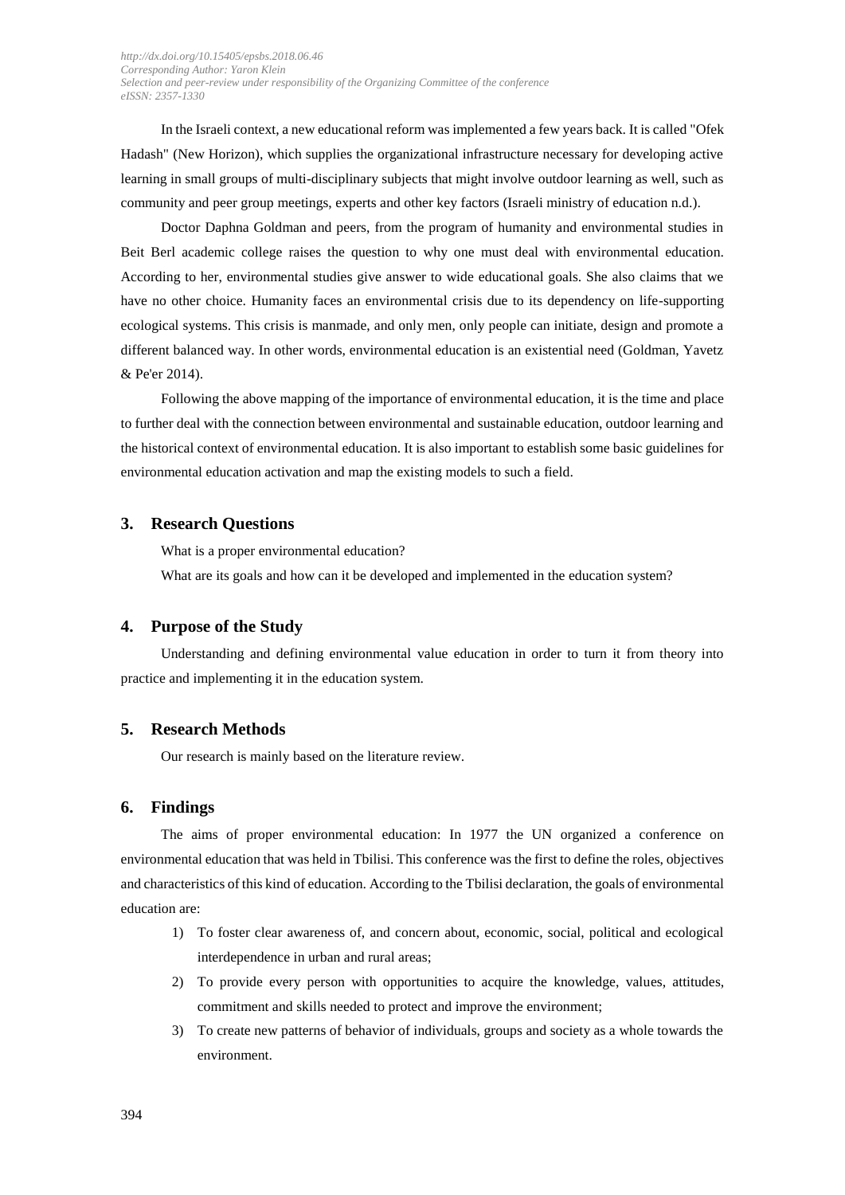In the Israeli context, a new educational reform was implemented a few years back. It is called "Ofek Hadash" (New Horizon), which supplies the organizational infrastructure necessary for developing active learning in small groups of multi-disciplinary subjects that might involve outdoor learning as well, such as community and peer group meetings, experts and other key factors (Israeli ministry of education n.d.).

Doctor Daphna Goldman and peers, from the program of humanity and environmental studies in Beit Berl academic college raises the question to why one must deal with environmental education. According to her, environmental studies give answer to wide educational goals. She also claims that we have no other choice. Humanity faces an environmental crisis due to its dependency on life-supporting ecological systems. This crisis is manmade, and only men, only people can initiate, design and promote a different balanced way. In other words, environmental education is an existential need (Goldman, Yavetz & Pe'er 2014).

Following the above mapping of the importance of environmental education, it is the time and place to further deal with the connection between environmental and sustainable education, outdoor learning and the historical context of environmental education. It is also important to establish some basic guidelines for environmental education activation and map the existing models to such a field.

## 3. Research Questions

What is a proper environmental education?

What are its goals and how can it be developed and implemented in the education system?

## 4. Purpose of the Study

Understanding and defining environmental value education in order to turn it from theory into practice and implementing it in the education system.

## 5. Research Methods

Our research is mainly based on the literature review.

## 6. Findings

The aims of proper environmental education: In 1977 the UN organized a conference on environmental education that was held in Tbilisi. This conference was the first to define the roles, objectives and characteristics of this kind of education. According to the Tbilisi declaration, the goals of environmental education are:

1) To foster clear awareness of, and concern about, economic, social, political and ecological interdependence in urban and rural areas;
2) To provide every person with opportunities to acquire the knowledge, values, attitudes, commitment and skills needed to protect and improve the environment;
3) To create new patterns of behavior of individuals, groups and society as a whole towards the environment.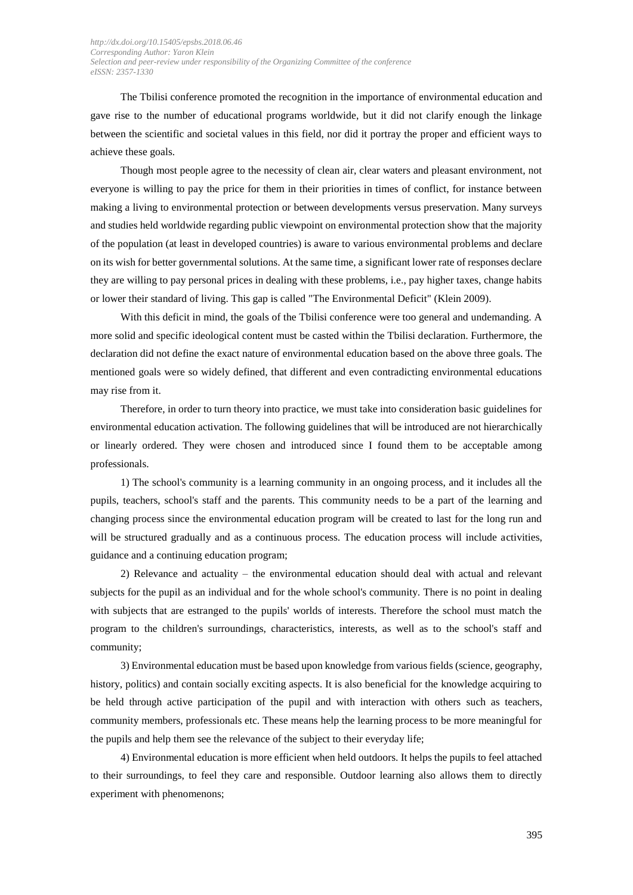The Tbilisi conference promoted the recognition in the importance of environmental education and gave rise to the number of educational programs worldwide, but it did not clarify enough the linkage between the scientific and societal values in this field, nor did it portray the proper and efficient ways to achieve these goals.

Though most people agree to the necessity of clean air, clear waters and pleasant environment, not everyone is willing to pay the price for them in their priorities in times of conflict, for instance between making a living to environmental protection or between developments versus preservation. Many surveys and studies held worldwide regarding public viewpoint on environmental protection show that the majority of the population (at least in developed countries) is aware to various environmental problems and declare on its wish for better governmental solutions. At the same time, a significant lower rate of responses declare they are willing to pay personal prices in dealing with these problems, i.e., pay higher taxes, change habits or lower their standard of living. This gap is called "The Environmental Deficit" (Klein 2009).

With this deficit in mind, the goals of the Tbilisi conference were too general and undemanding. A more solid and specific ideological content must be casted within the Tbilisi declaration. Furthermore, the declaration did not define the exact nature of environmental education based on the above three goals. The mentioned goals were so widely defined, that different and even contradicting environmental educations may rise from it.

Therefore, in order to turn theory into practice, we must take into consideration basic guidelines for environmental education activation. The following guidelines that will be introduced are not hierarchically or linearly ordered. They were chosen and introduced since I found them to be acceptable among professionals.

1) The school's community is a learning community in an ongoing process, and it includes all the pupils, teachers, school's staff and the parents. This community needs to be a part of the learning and changing process since the environmental education program will be created to last for the long run and will be structured gradually and as a continuous process. The education process will include activities, guidance and a continuing education program;

2) Relevance and actuality – the environmental education should deal with actual and relevant subjects for the pupil as an individual and for the whole school's community. There is no point in dealing with subjects that are estranged to the pupils' worlds of interests. Therefore the school must match the program to the children's surroundings, characteristics, interests, as well as to the school's staff and community;

3) Environmental education must be based upon knowledge from various fields (science, geography, history, politics) and contain socially exciting aspects. It is also beneficial for the knowledge acquiring to be held through active participation of the pupil and with interaction with others such as teachers, community members, professionals etc. These means help the learning process to be more meaningful for the pupils and help them see the relevance of the subject to their everyday life;

4) Environmental education is more efficient when held outdoors. It helps the pupils to feel attached to their surroundings, to feel they care and responsible. Outdoor learning also allows them to directly experiment with phenomenons;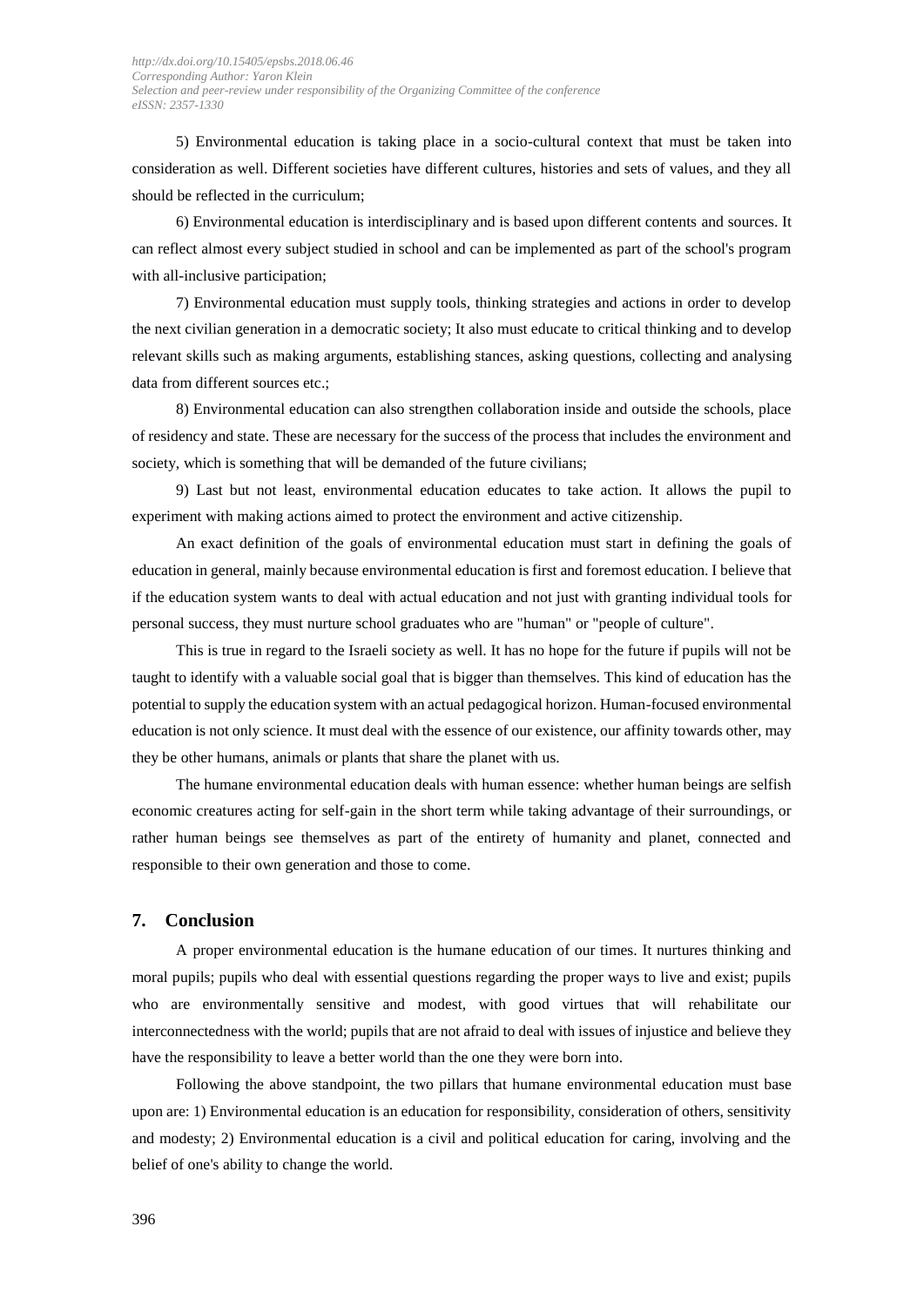5) Environmental education is taking place in a socio-cultural context that must be taken into consideration as well. Different societies have different cultures, histories and sets of values, and they all should be reflected in the curriculum;

6) Environmental education is interdisciplinary and is based upon different contents and sources. It can reflect almost every subject studied in school and can be implemented as part of the school's program with all-inclusive participation;

7) Environmental education must supply tools, thinking strategies and actions in order to develop the next civilian generation in a democratic society; It also must educate to critical thinking and to develop relevant skills such as making arguments, establishing stances, asking questions, collecting and analysing data from different sources etc.;

8) Environmental education can also strengthen collaboration inside and outside the schools, place of residency and state. These are necessary for the success of the process that includes the environment and society, which is something that will be demanded of the future civilians;

9) Last but not least, environmental education educates to take action. It allows the pupil to experiment with making actions aimed to protect the environment and active citizenship.

An exact definition of the goals of environmental education must start in defining the goals of education in general, mainly because environmental education is first and foremost education. I believe that if the education system wants to deal with actual education and not just with granting individual tools for personal success, they must nurture school graduates who are "human" or "people of culture".

This is true in regard to the Israeli society as well. It has no hope for the future if pupils will not be taught to identify with a valuable social goal that is bigger than themselves. This kind of education has the potential to supply the education system with an actual pedagogical horizon. Human-focused environmental education is not only science. It must deal with the essence of our existence, our affinity towards other, may they be other humans, animals or plants that share the planet with us.

The humane environmental education deals with human essence: whether human beings are selfish economic creatures acting for self-gain in the short term while taking advantage of their surroundings, or rather human beings see themselves as part of the entirety of humanity and planet, connected and responsible to their own generation and those to come.

## 7. Conclusion

A proper environmental education is the humane education of our times. It nurtures thinking and moral pupils; pupils who deal with essential questions regarding the proper ways to live and exist; pupils who are environmentally sensitive and modest, with good virtues that will rehabilitate our interconnectedness with the world; pupils that are not afraid to deal with issues of injustice and believe they have the responsibility to leave a better world than the one they were born into.

Following the above standpoint, the two pillars that humane environmental education must base upon are: 1) Environmental education is an education for responsibility, consideration of others, sensitivity and modesty; 2) Environmental education is a civil and political education for caring, involving and the belief of one's ability to change the world.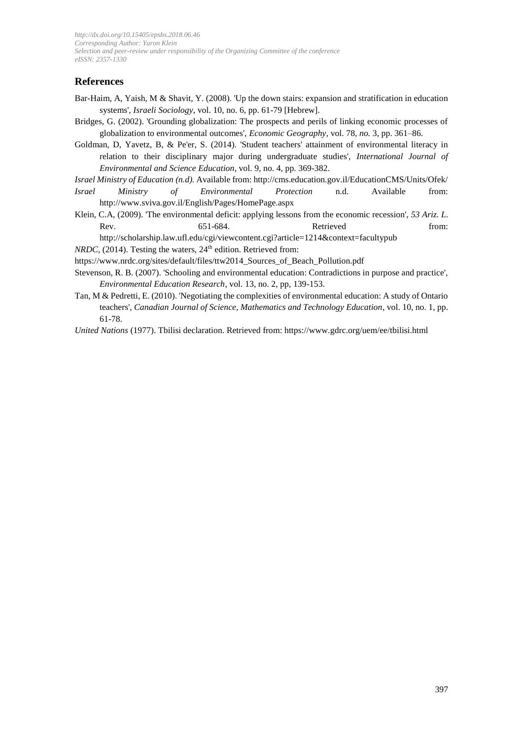## References

Bar-Haim, A, Yaish, M & Shavit, Y. (2008). 'Up the down stairs: expansion and stratification in education systems', *Israeli Sociology*, vol. 10, no. 6, pp. 61-79 [Hebrew].

Bridges, G. (2002). 'Grounding globalization: The prospects and perils of linking economic processes of globalization to environmental outcomes', *Economic Geography*, vol. 78, *no.* 3, pp. 361–86.

Goldman, D, Yavetz, B, & Pe'er, S. (2014). 'Student teachers' attainment of environmental literacy in relation to their disciplinary major during undergraduate studies', *International Journal of Environmental and Science Education*, vol. 9, no. 4, pp. 369-382.

*Israel Ministry of Education (n.d).* Available from: http://cms.education.gov.il/EducationCMS/Units/Ofek/

*Israel Ministry of Environmental Protection* n.d. Available from: http://www.sviva.gov.il/English/Pages/HomePage.aspx

Klein, C.A, (2009). 'The environmental deficit: applying lessons from the economic recession', *53 Ariz. L.* Rev. 651-684. Retrieved from: http://scholarship.law.ufl.edu/cgi/viewcontent.cgi?article=1214&context=facultypub

*NRDC*, (2014). Testing the waters, 24th edition. Retrieved from: https://www.nrdc.org/sites/default/files/ttw2014_Sources_of_Beach_Pollution.pdf

Stevenson, R. B. (2007). 'Schooling and environmental education: Contradictions in purpose and practice', *Environmental Education Research*, vol. 13, no. 2, pp, 139-153.

Tan, M & Pedretti, E. (2010). 'Negotiating the complexities of environmental education: A study of Ontario teachers', *Canadian Journal of Science, Mathematics and Technology Education*, vol. 10, no. 1, pp. 61-78.

*United Nations* (1977). Tbilisi declaration. Retrieved from: https://www.gdrc.org/uem/ee/tbilisi.html